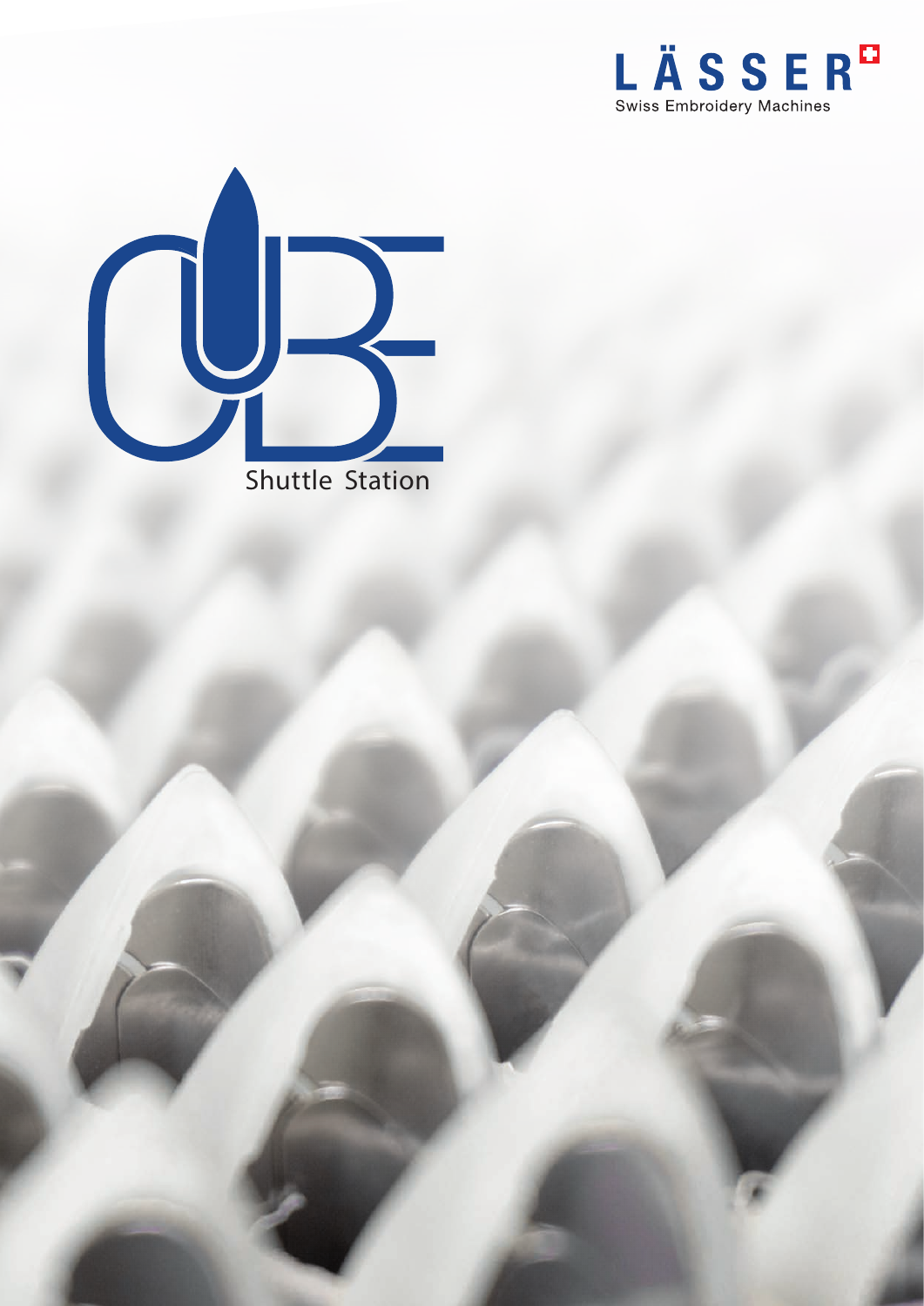LÄSSER

Swiss Embroidery Machines

# Shuttle Station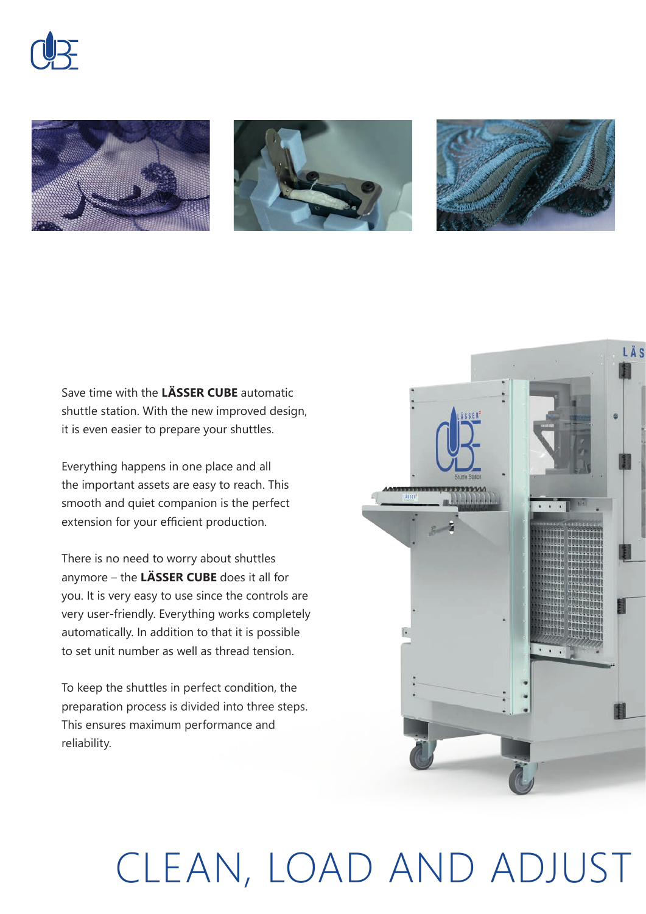Save time with the **LÄSSER CUBE** automatic shuttle station. With the new improved design, it is even easier to prepare your shuttles.

Everything happens in one place and all the important assets are easy to reach. This smooth and quiet companion is the perfect extension for your efficient production.

There is no need to worry about shuttles anymore – the **LÄSSER CUBE** does it all for you. It is very easy to use since the controls are very user-friendly. Everything works completely automatically. In addition to that it is possible to set unit number as well as thread tension.

To keep the shuttles in perfect condition, the preparation process is divided into three steps. This ensures maximum performance and reliability.

# CLEAN, LOAD AND ADJUST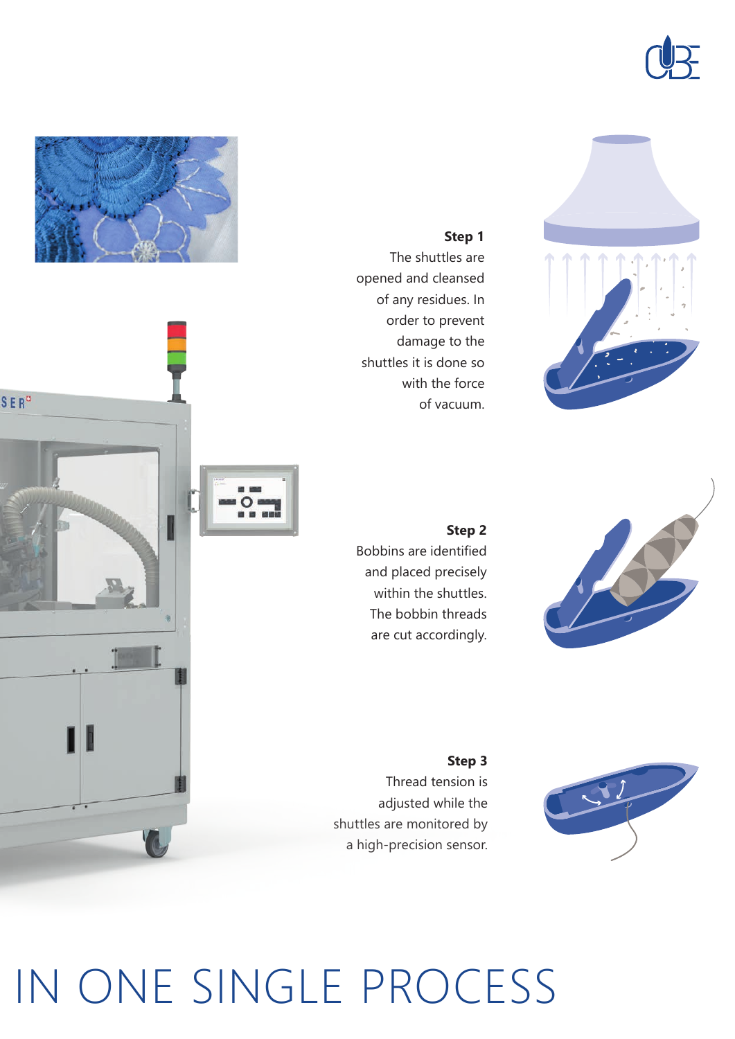**Step 1**
The shuttles are opened and cleansed of any residues. In order to prevent damage to the shuttles it is done so with the force of vacuum.

**Step 2**
Bobbins are identified and placed precisely within the shuttles. The bobbin threads are cut accordingly.

**Step 3**
Thread tension is adjusted while the shuttles are monitored by a high-precision sensor.

# IN ONE SINGLE PROCESS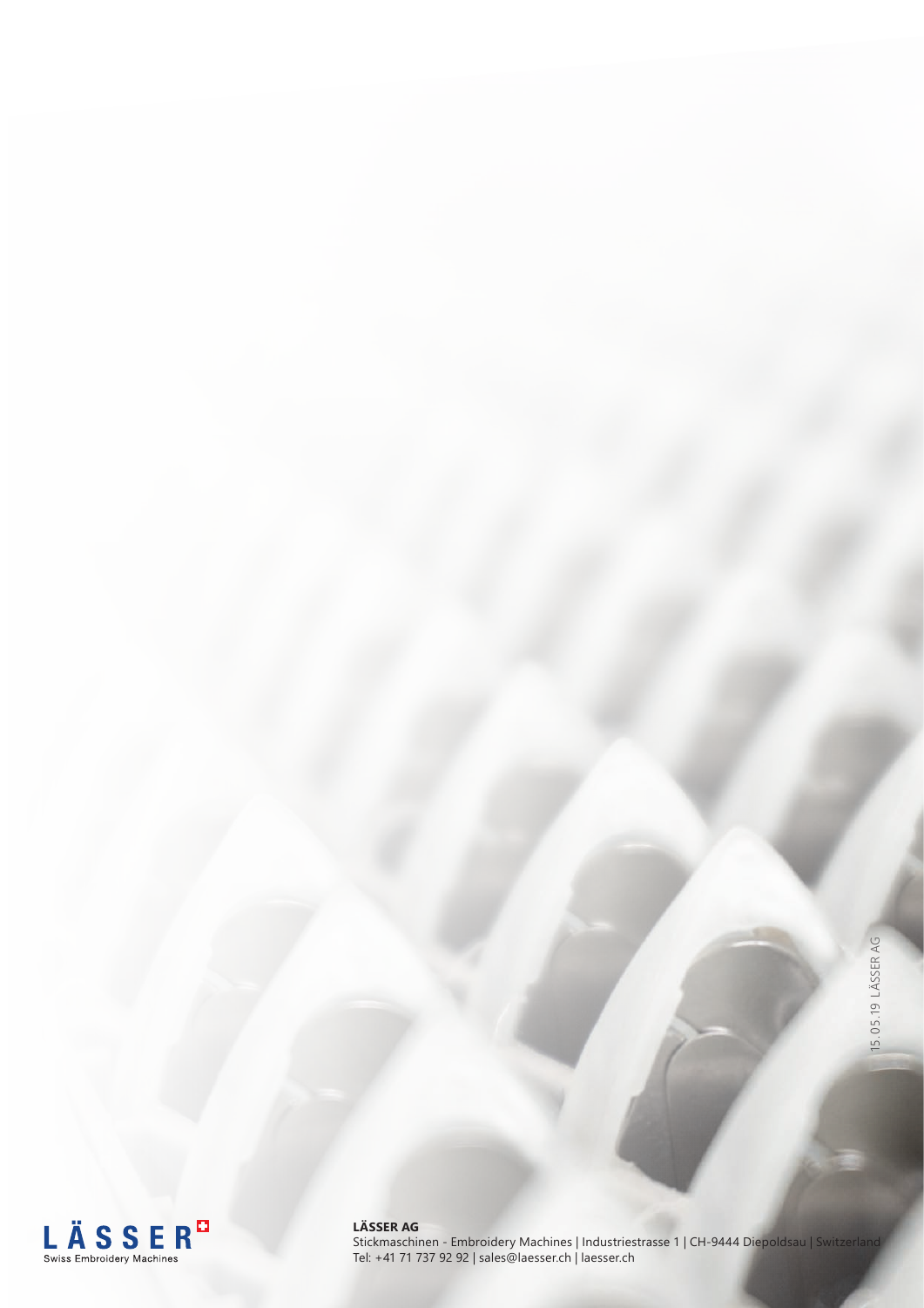LÄSSER
Swiss Embroidery Machines

**LÄSSER AG**
Stickmaschinen - Embroidery Machines | Industriestrasse 1 | CH-9444 Diepoldsau | Switzerland
Tel: +41 71 737 92 92 | sales@laesser.ch | laesser.ch

15.05.19 LÄSSER AG